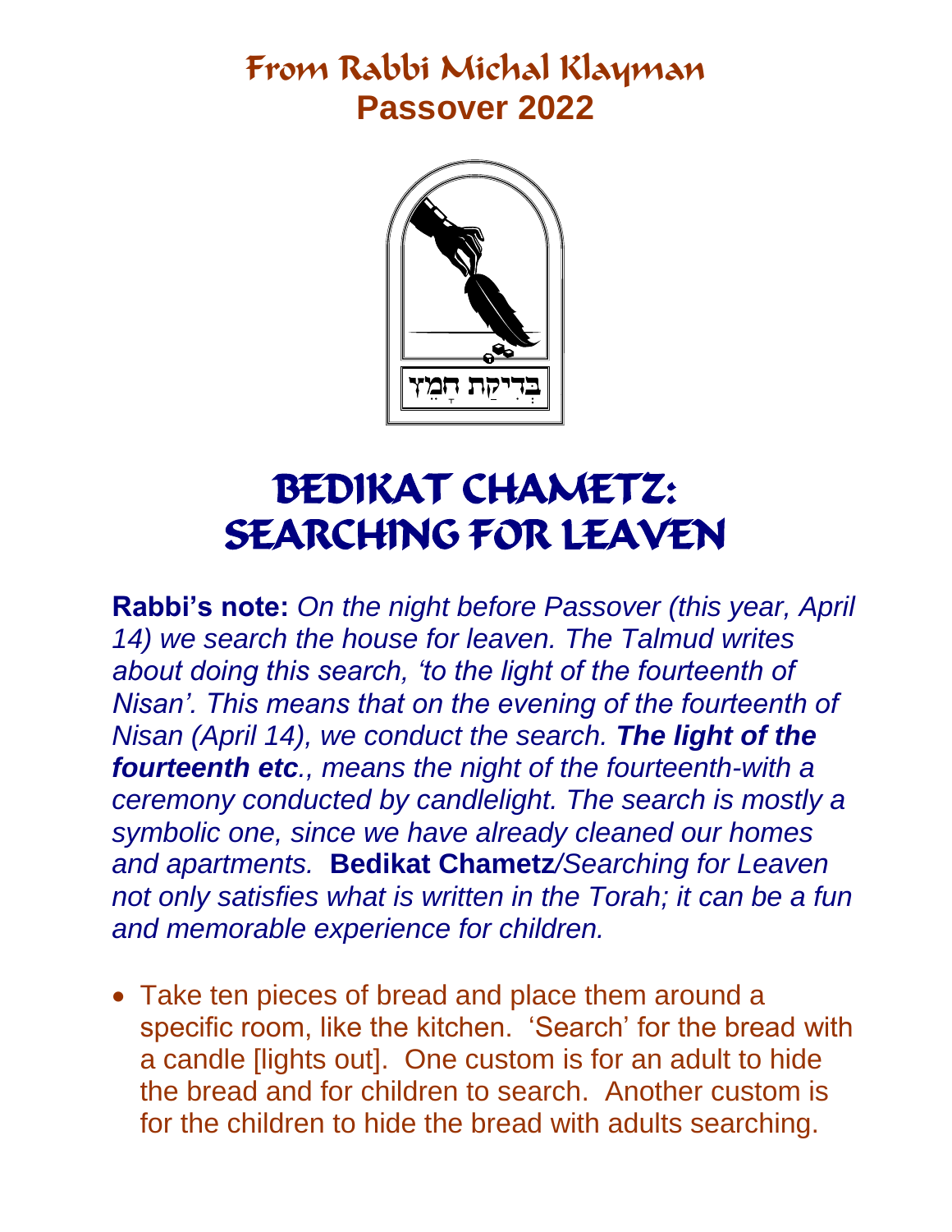# From Rabbi Michal Klayman

## Passover 2022

# BEDIKAT CHAMETZ: SEARCHING FOR LEAVEN

**Rabbi's note:** *On the night before Passover (this year, April 14) we search the house for leaven. The Talmud writes about doing this search, 'to the light of the fourteenth of Nisan'. This means that on the evening of the fourteenth of Nisan (April 14), we conduct the search.* ***The light of the fourteenth etc****., means the night of the fourteenth-with a ceremony conducted by candlelight. The search is mostly a symbolic one, since we have already cleaned our homes and apartments.* **Bedikat Chametz***/Searching for Leaven not only satisfies what is written in the Torah; it can be a fun and memorable experience for children.*

- Take ten pieces of bread and place them around a specific room, like the kitchen. 'Search' for the bread with a candle [lights out]. One custom is for an adult to hide the bread and for children to search. Another custom is for the children to hide the bread with adults searching.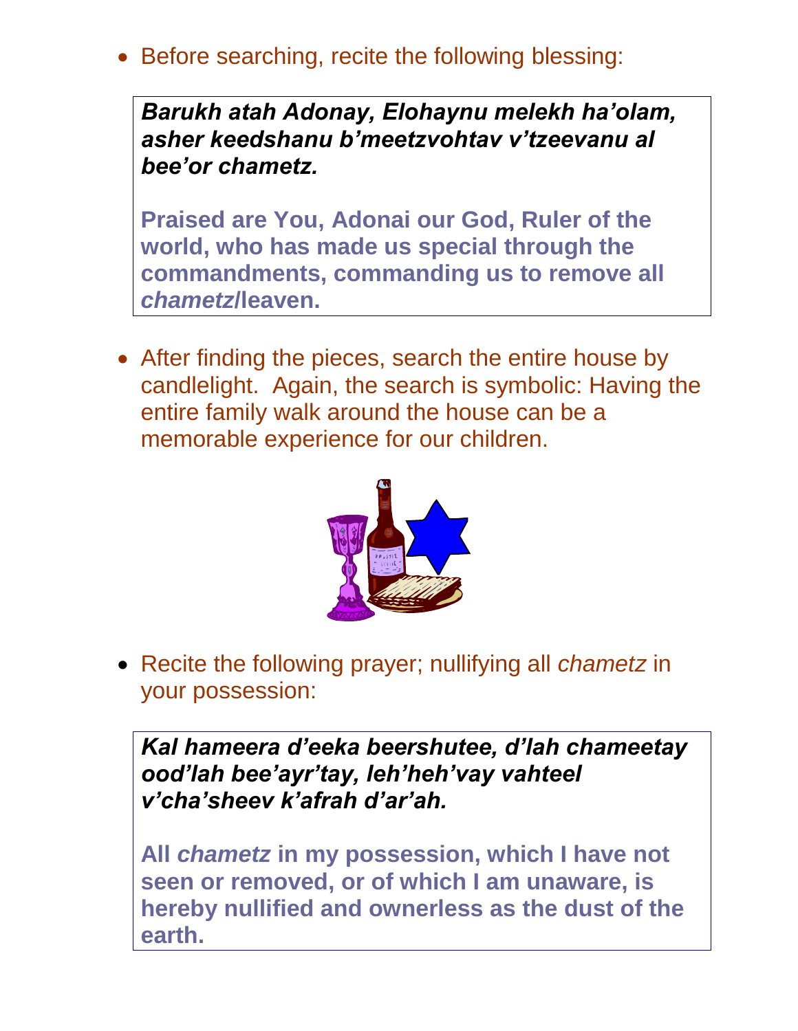- Before searching, recite the following blessing:

> ***Barukh atah Adonay, Elohaynu melekh ha'olam, asher keedshanu b'meetzvohtav v'tzeevanu al bee'or chametz.***
>
> **Praised are You, Adonai our God, Ruler of the world, who has made us special through the commandments, commanding us to remove all *chametz*/leaven.**

- After finding the pieces, search the entire house by candlelight. Again, the search is symbolic: Having the entire family walk around the house can be a memorable experience for our children.

- Recite the following prayer; nullifying all *chametz* in your possession:

> ***Kal hameera d'eeka beershutee, d'lah chameetay ood'lah bee'ayr'tay, leh'heh'vay vahteel v'cha'sheev k'afrah d'ar'ah.***
>
> **All *chametz* in my possession, which I have not seen or removed, or of which I am unaware, is hereby nullified and ownerless as the dust of the earth.**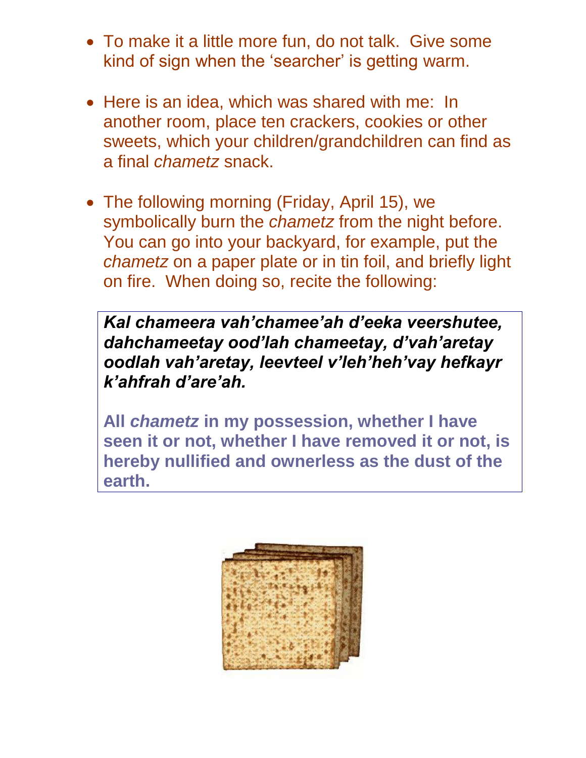- To make it a little more fun, do not talk. Give some kind of sign when the 'searcher' is getting warm.

- Here is an idea, which was shared with me: In another room, place ten crackers, cookies or other sweets, which your children/grandchildren can find as a final *chametz* snack.

- The following morning (Friday, April 15), we symbolically burn the *chametz* from the night before. You can go into your backyard, for example, put the *chametz* on a paper plate or in tin foil, and briefly light on fire. When doing so, recite the following:

> ***Kal chameera vah'chamee'ah d'eeka veershutee, dahchameetay ood'lah chameetay, d'vah'aretay oodlah vah'aretay, leevteel v'leh'heh'vay hefkayr k'ahfrah d'are'ah.***
>
> **All *chametz* in my possession, whether I have seen it or not, whether I have removed it or not, is hereby nullified and ownerless as the dust of the earth.**